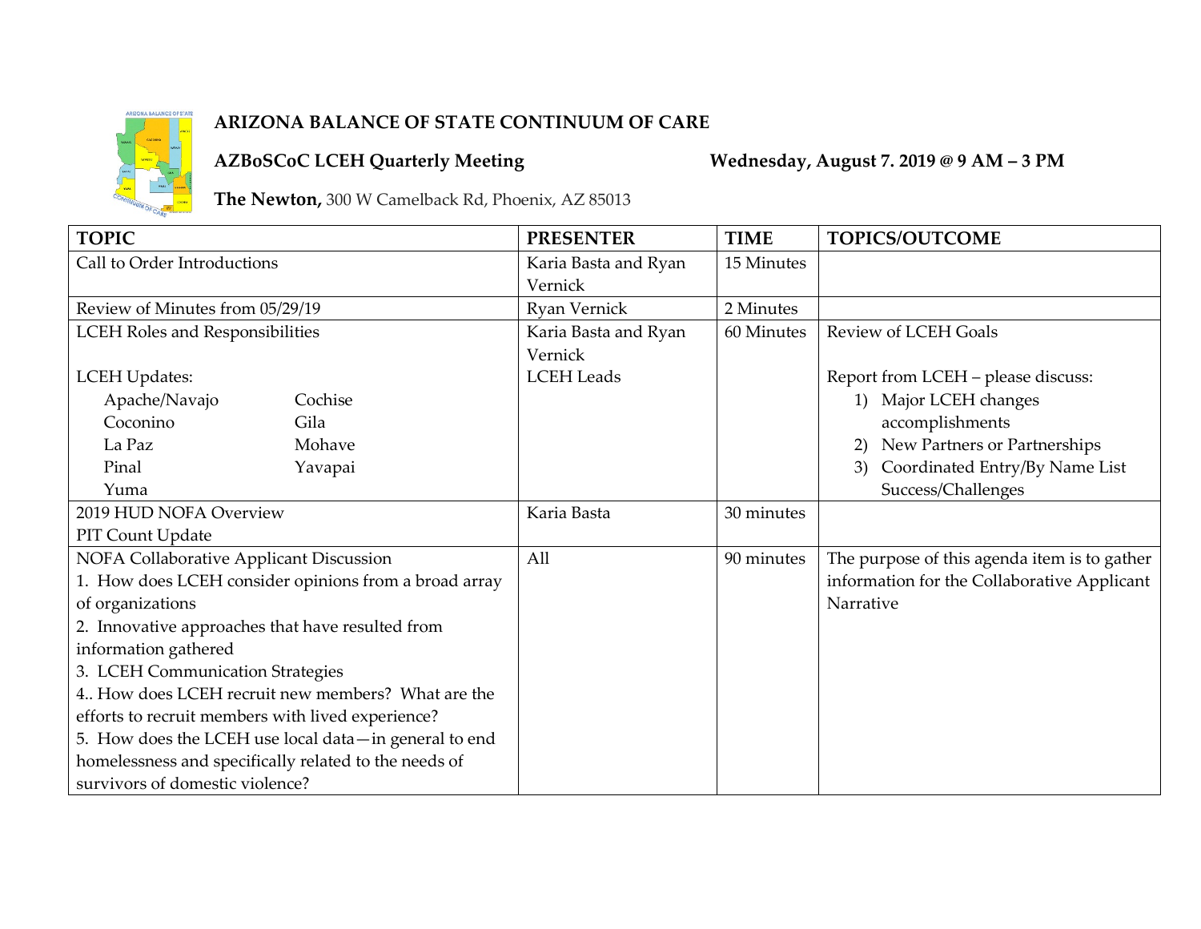# ARIZONA BALANCE OF STATE CONTINUUM OF CARE

**AZBoSCoC LCEH Quarterly Meeting** **Wednesday, August 7. 2019 @ 9 AM – 3 PM**

**The Newton,** 300 W Camelback Rd, Phoenix, AZ 85013

| TOPIC | PRESENTER | TIME | TOPICS/OUTCOME |
|---|---|---|---|
| Call to Order Introductions | Karia Basta and Ryan Vernick | 15 Minutes | |
| Review of Minutes from 05/29/19 | Ryan Vernick | 2 Minutes | |
| LCEH Roles and Responsibilities<br><br>LCEH Updates:<br>Apache/Navajo, Cochise<br>Coconino, Gila<br>La Paz, Mohave<br>Pinal, Yavapai<br>Yuma | Karia Basta and Ryan Vernick<br>LCEH Leads | 60 Minutes | Review of LCEH Goals<br><br>Report from LCEH – please discuss:<br>1) Major LCEH changes accomplishments<br>2) New Partners or Partnerships<br>3) Coordinated Entry/By Name List Success/Challenges |
| 2019 HUD NOFA Overview<br>PIT Count Update | Karia Basta | 30 minutes | |
| NOFA Collaborative Applicant Discussion<br>1. How does LCEH consider opinions from a broad array of organizations<br>2. Innovative approaches that have resulted from information gathered<br>3. LCEH Communication Strategies<br>4.. How does LCEH recruit new members? What are the efforts to recruit members with lived experience?<br>5. How does the LCEH use local data—in general to end homelessness and specifically related to the needs of survivors of domestic violence? | All | 90 minutes | The purpose of this agenda item is to gather information for the Collaborative Applicant Narrative |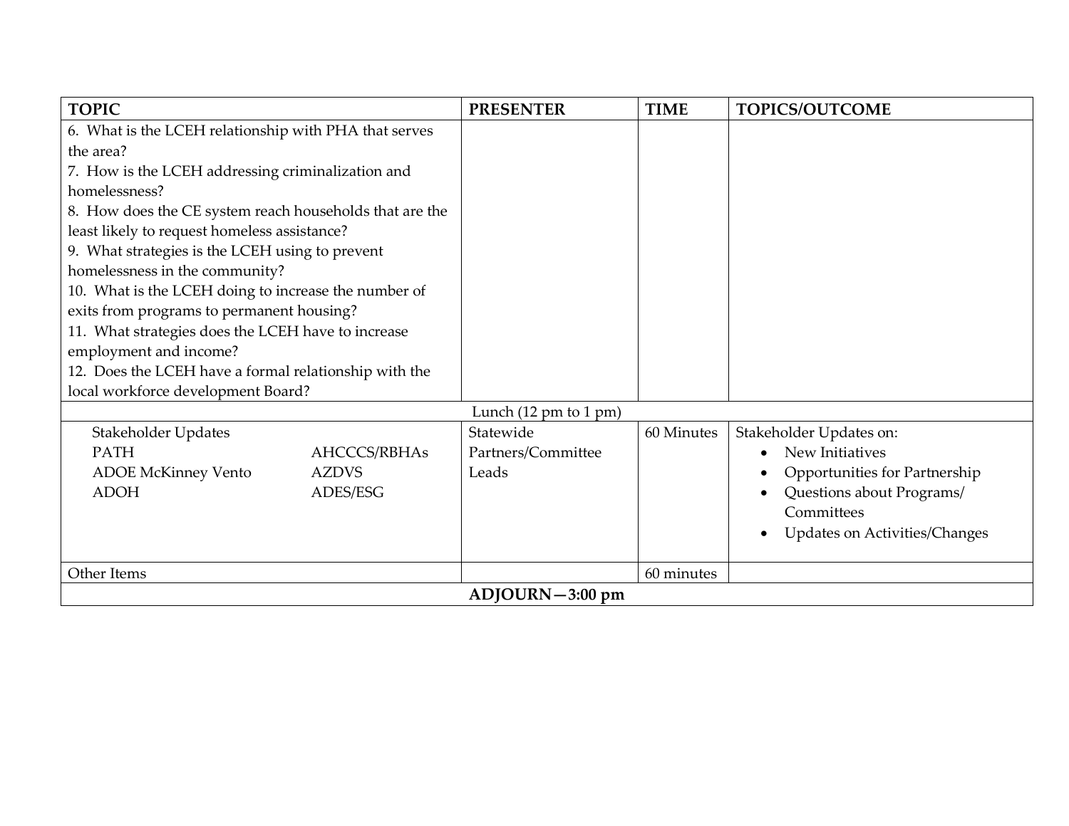| TOPIC | PRESENTER | TIME | TOPICS/OUTCOME |
|---|---|---|---|
| 6. What is the LCEH relationship with PHA that serves the area?<br>7. How is the LCEH addressing criminalization and homelessness?<br>8. How does the CE system reach households that are the least likely to request homeless assistance?<br>9. What strategies is the LCEH using to prevent homelessness in the community?<br>10. What is the LCEH doing to increase the number of exits from programs to permanent housing?<br>11. What strategies does the LCEH have to increase employment and income?<br>12. Does the LCEH have a formal relationship with the local workforce development Board? | | | |
| Lunch (12 pm to 1 pm) | | | |
| Stakeholder Updates<br>PATH AHCCCS/RBHAs<br>ADOE McKinney Vento AZDVS<br>ADOH ADES/ESG | Statewide Partners/Committee Leads | 60 Minutes | Stakeholder Updates on:<br>• New Initiatives<br>• Opportunities for Partnership<br>• Questions about Programs/ Committees<br>• Updates on Activities/Changes |
| Other Items | | 60 minutes | |
| **ADJOURN—3:00 pm** | | | |